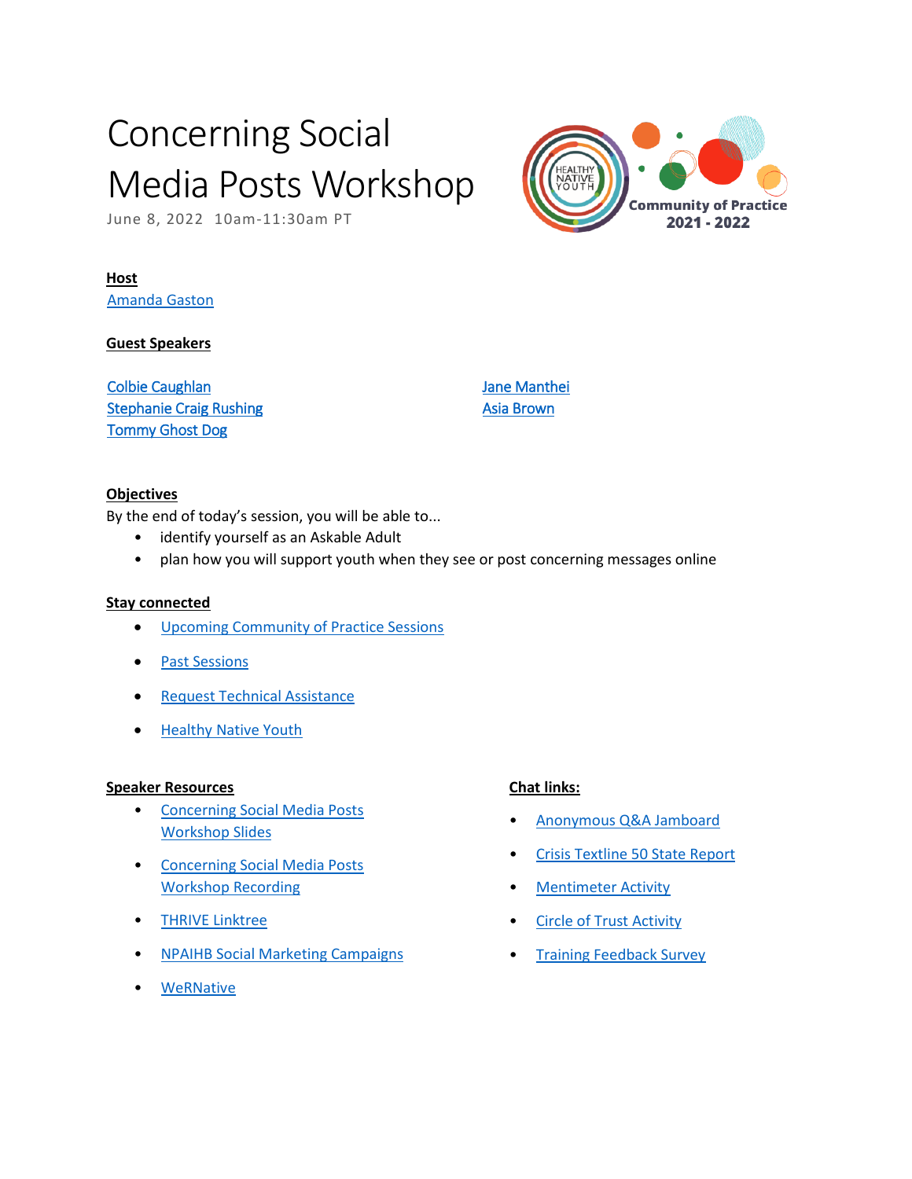# Concerning Social Media Posts Workshop

June 8, 2022 10am-11:30am PT

Community of Practice 2021 - 2022

**Host**

Amanda Gaston

**Guest Speakers**

Colbie Caughlan
Stephanie Craig Rushing
Tommy Ghost Dog
Jane Manthei
Asia Brown

**Objectives**

By the end of today's session, you will be able to...

- identify yourself as an Askable Adult
- plan how you will support youth when they see or post concerning messages online

**Stay connected**

- Upcoming Community of Practice Sessions
- Past Sessions
- Request Technical Assistance
- Healthy Native Youth

**Speaker Resources**

- Concerning Social Media Posts Workshop Slides
- Concerning Social Media Posts Workshop Recording
- THRIVE Linktree
- NPAIHB Social Marketing Campaigns
- WeRNative

**Chat links:**

- Anonymous Q&A Jamboard
- Crisis Textline 50 State Report
- Mentimeter Activity
- Circle of Trust Activity
- Training Feedback Survey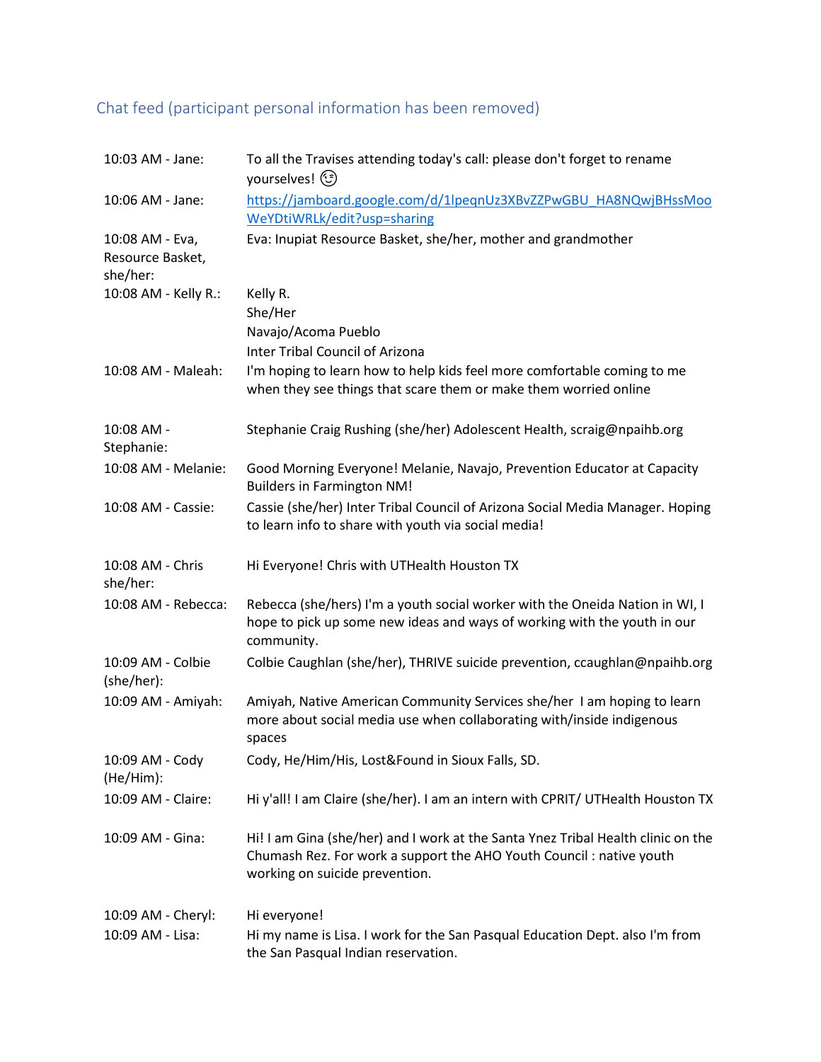## Chat feed (participant personal information has been removed)

| | |
|---|---|
| 10:03 AM - Jane: | To all the Travises attending today's call: please don't forget to rename yourselves! 😉 |
| 10:06 AM - Jane: | https://jamboard.google.com/d/1lpeqnUz3XBvZZPwGBU_HA8NQwjBHssMooWeYDtiWRLk/edit?usp=sharing |
| 10:08 AM - Eva, Resource Basket, she/her: | Eva: Inupiat Resource Basket, she/her, mother and grandmother |
| 10:08 AM - Kelly R.: | Kelly R.<br>She/Her<br>Navajo/Acoma Pueblo<br>Inter Tribal Council of Arizona |
| 10:08 AM - Maleah: | I'm hoping to learn how to help kids feel more comfortable coming to me when they see things that scare them or make them worried online |
| 10:08 AM - Stephanie: | Stephanie Craig Rushing (she/her) Adolescent Health, scraig@npaihb.org |
| 10:08 AM - Melanie: | Good Morning Everyone! Melanie, Navajo, Prevention Educator at Capacity Builders in Farmington NM! |
| 10:08 AM - Cassie: | Cassie (she/her) Inter Tribal Council of Arizona Social Media Manager. Hoping to learn info to share with youth via social media! |
| 10:08 AM - Chris she/her: | Hi Everyone! Chris with UTHealth Houston TX |
| 10:08 AM - Rebecca: | Rebecca (she/hers) I'm a youth social worker with the Oneida Nation in WI, I hope to pick up some new ideas and ways of working with the youth in our community. |
| 10:09 AM - Colbie (she/her): | Colbie Caughlan (she/her), THRIVE suicide prevention, ccaughlan@npaihb.org |
| 10:09 AM - Amiyah: | Amiyah, Native American Community Services she/her I am hoping to learn more about social media use when collaborating with/inside indigenous spaces |
| 10:09 AM - Cody (He/Him): | Cody, He/Him/His, Lost&Found in Sioux Falls, SD. |
| 10:09 AM - Claire: | Hi y'all! I am Claire (she/her). I am an intern with CPRIT/ UTHealth Houston TX |
| 10:09 AM - Gina: | Hi! I am Gina (she/her) and I work at the Santa Ynez Tribal Health clinic on the Chumash Rez. For work a support the AHO Youth Council : native youth working on suicide prevention. |
| 10:09 AM - Cheryl: | Hi everyone! |
| 10:09 AM - Lisa: | Hi my name is Lisa. I work for the San Pasqual Education Dept. also I'm from the San Pasqual Indian reservation. |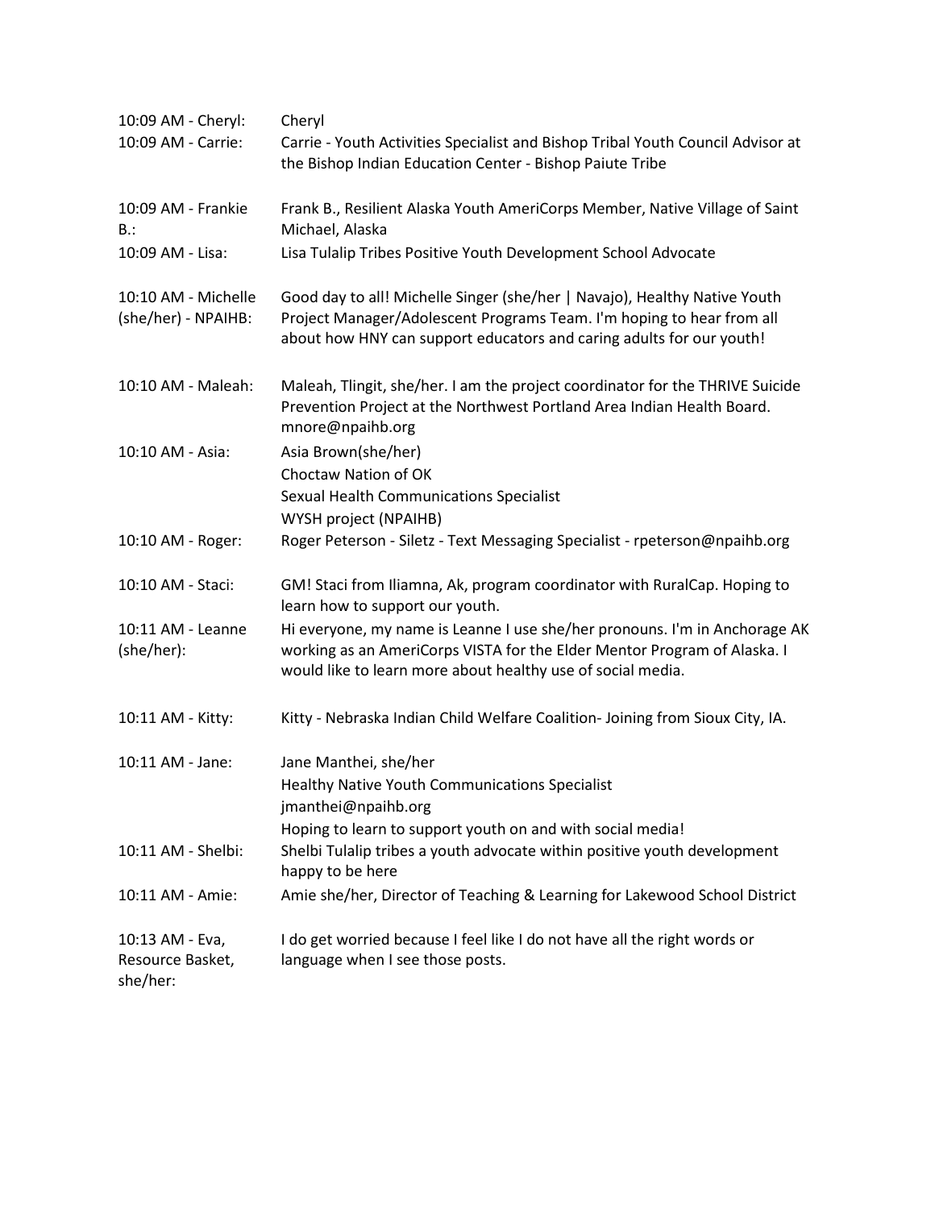| | |
|---|---|
| 10:09 AM - Cheryl: | Cheryl |
| 10:09 AM - Carrie: | Carrie - Youth Activities Specialist and Bishop Tribal Youth Council Advisor at the Bishop Indian Education Center - Bishop Paiute Tribe |
| 10:09 AM - Frankie B.: | Frank B., Resilient Alaska Youth AmeriCorps Member, Native Village of Saint Michael, Alaska |
| 10:09 AM - Lisa: | Lisa Tulalip Tribes Positive Youth Development School Advocate |
| 10:10 AM - Michelle (she/her) - NPAIHB: | Good day to all! Michelle Singer (she/her \| Navajo), Healthy Native Youth Project Manager/Adolescent Programs Team. I'm hoping to hear from all about how HNY can support educators and caring adults for our youth! |
| 10:10 AM - Maleah: | Maleah, Tlingit, she/her. I am the project coordinator for the THRIVE Suicide Prevention Project at the Northwest Portland Area Indian Health Board. mnore@npaihb.org |
| 10:10 AM - Asia: | Asia Brown(she/her)<br>Choctaw Nation of OK<br>Sexual Health Communications Specialist<br>WYSH project (NPAIHB) |
| 10:10 AM - Roger: | Roger Peterson - Siletz - Text Messaging Specialist - rpeterson@npaihb.org |
| 10:10 AM - Staci: | GM! Staci from Iliamna, Ak, program coordinator with RuralCap. Hoping to learn how to support our youth. |
| 10:11 AM - Leanne (she/her): | Hi everyone, my name is Leanne I use she/her pronouns. I'm in Anchorage AK working as an AmeriCorps VISTA for the Elder Mentor Program of Alaska. I would like to learn more about healthy use of social media. |
| 10:11 AM - Kitty: | Kitty - Nebraska Indian Child Welfare Coalition- Joining from Sioux City, IA. |
| 10:11 AM - Jane: | Jane Manthei, she/her<br>Healthy Native Youth Communications Specialist<br>jmanthei@npaihb.org<br>Hoping to learn to support youth on and with social media! |
| 10:11 AM - Shelbi: | Shelbi Tulalip tribes a youth advocate within positive youth development happy to be here |
| 10:11 AM - Amie: | Amie she/her, Director of Teaching & Learning for Lakewood School District |
| 10:13 AM - Eva, Resource Basket, she/her: | I do get worried because I feel like I do not have all the right words or language when I see those posts. |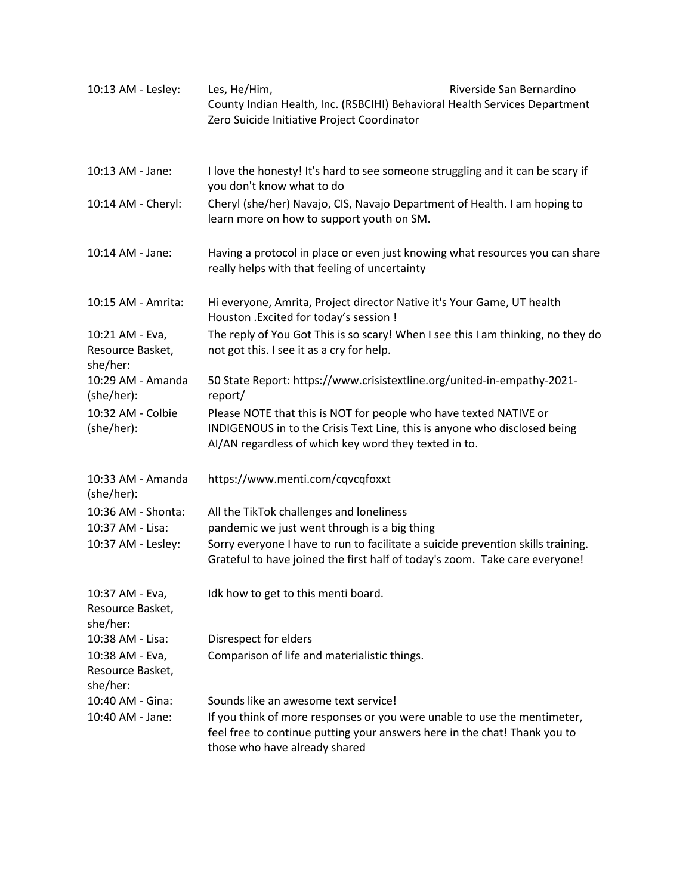| | |
|---|---|
| 10:13 AM - Lesley: | Les, He/Him, Riverside San Bernardino County Indian Health, Inc. (RSBCIHI) Behavioral Health Services Department Zero Suicide Initiative Project Coordinator |
| 10:13 AM - Jane: | I love the honesty! It's hard to see someone struggling and it can be scary if you don't know what to do |
| 10:14 AM - Cheryl: | Cheryl (she/her) Navajo, CIS, Navajo Department of Health. I am hoping to learn more on how to support youth on SM. |
| 10:14 AM - Jane: | Having a protocol in place or even just knowing what resources you can share really helps with that feeling of uncertainty |
| 10:15 AM - Amrita: | Hi everyone, Amrita, Project director Native it's Your Game, UT health Houston .Excited for today's session ! |
| 10:21 AM - Eva, Resource Basket, she/her: | The reply of You Got This is so scary! When I see this I am thinking, no they do not got this. I see it as a cry for help. |
| 10:29 AM - Amanda (she/her): | 50 State Report: https://www.crisistextline.org/united-in-empathy-2021-report/ |
| 10:32 AM - Colbie (she/her): | Please NOTE that this is NOT for people who have texted NATIVE or INDIGENOUS in to the Crisis Text Line, this is anyone who disclosed being AI/AN regardless of which key word they texted in to. |
| 10:33 AM - Amanda (she/her): | https://www.menti.com/cqvcqfoxxt |
| 10:36 AM - Shonta: | All the TikTok challenges and loneliness |
| 10:37 AM - Lisa: | pandemic we just went through is a big thing |
| 10:37 AM - Lesley: | Sorry everyone I have to run to facilitate a suicide prevention skills training. Grateful to have joined the first half of today's zoom. Take care everyone! |
| 10:37 AM - Eva, Resource Basket, she/her: | Idk how to get to this menti board. |
| 10:38 AM - Lisa: | Disrespect for elders |
| 10:38 AM - Eva, Resource Basket, she/her: | Comparison of life and materialistic things. |
| 10:40 AM - Gina: | Sounds like an awesome text service! |
| 10:40 AM - Jane: | If you think of more responses or you were unable to use the mentimeter, feel free to continue putting your answers here in the chat! Thank you to those who have already shared |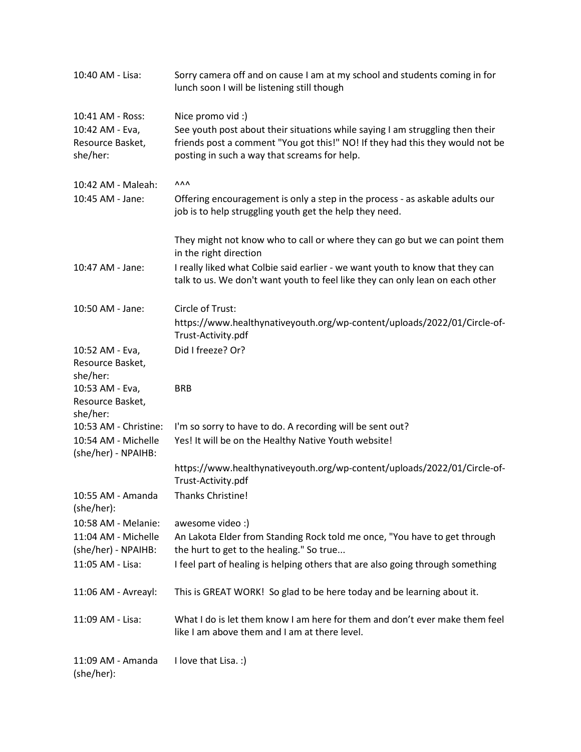| | |
|---|---|
| 10:40 AM - Lisa: | Sorry camera off and on cause I am at my school and students coming in for lunch soon I will be listening still though |
| 10:41 AM - Ross: | Nice promo vid :) |
| 10:42 AM - Eva, Resource Basket, she/her: | See youth post about their situations while saying I am struggling then their friends post a comment "You got this!" NO! If they had this they would not be posting in such a way that screams for help. |
| 10:42 AM - Maleah: | ^^^ |
| 10:45 AM - Jane: | Offering encouragement is only a step in the process - as askable adults our job is to help struggling youth get the help they need.<br><br>They might not know who to call or where they can go but we can point them in the right direction |
| 10:47 AM - Jane: | I really liked what Colbie said earlier - we want youth to know that they can talk to us. We don't want youth to feel like they can only lean on each other |
| 10:50 AM - Jane: | Circle of Trust:<br>https://www.healthynativeyouth.org/wp-content/uploads/2022/01/Circle-of-Trust-Activity.pdf |
| 10:52 AM - Eva, Resource Basket, she/her: | Did I freeze? Or? |
| 10:53 AM - Eva, Resource Basket, she/her: | BRB |
| 10:53 AM - Christine: | I'm so sorry to have to do. A recording will be sent out? |
| 10:54 AM - Michelle (she/her) - NPAIHB: | Yes! It will be on the Healthy Native Youth website! |
| | https://www.healthynativeyouth.org/wp-content/uploads/2022/01/Circle-of-Trust-Activity.pdf |
| 10:55 AM - Amanda (she/her): | Thanks Christine! |
| 10:58 AM - Melanie: | awesome video :) |
| 11:04 AM - Michelle (she/her) - NPAIHB: | An Lakota Elder from Standing Rock told me once, "You have to get through the hurt to get to the healing." So true... |
| 11:05 AM - Lisa: | I feel part of healing is helping others that are also going through something |
| 11:06 AM - Avreayl: | This is GREAT WORK! So glad to be here today and be learning about it. |
| 11:09 AM - Lisa: | What I do is let them know I am here for them and don't ever make them feel like I am above them and I am at there level. |
| 11:09 AM - Amanda (she/her): | I love that Lisa. :) |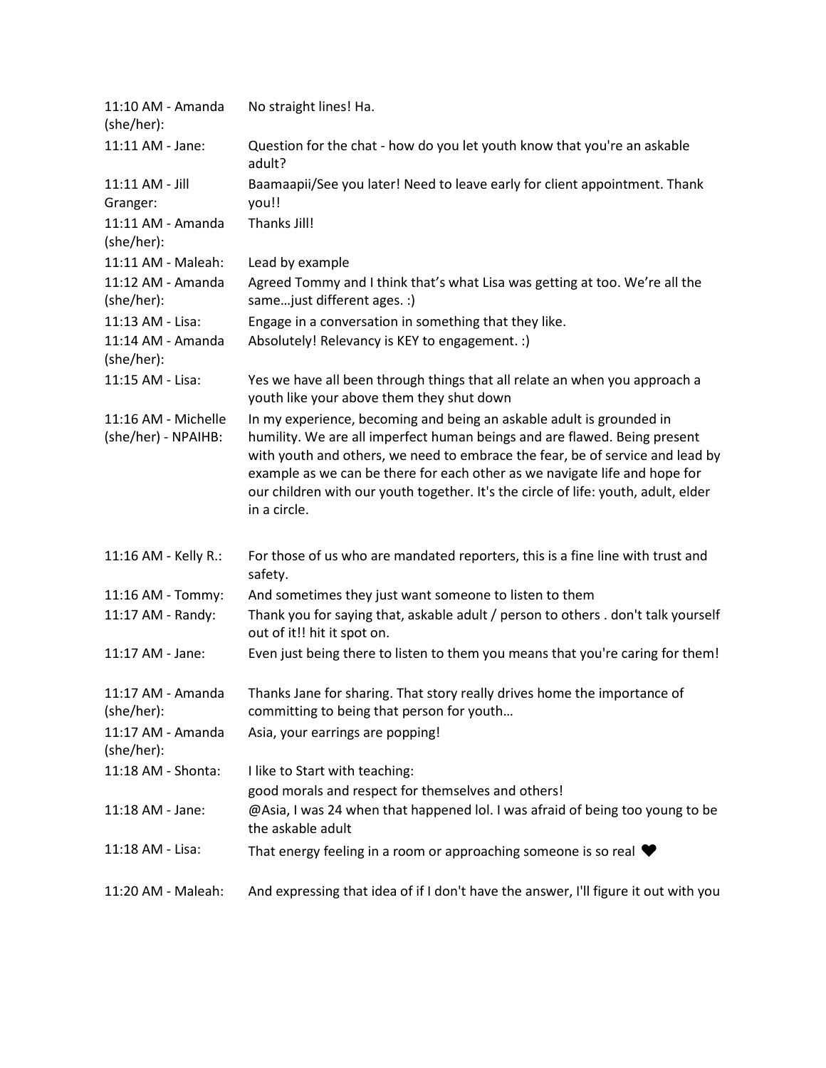| | |
|---|---|
| 11:10 AM - Amanda (she/her): | No straight lines! Ha. |
| 11:11 AM - Jane: | Question for the chat - how do you let youth know that you're an askable adult? |
| 11:11 AM - Jill Granger: | Baamaapii/See you later! Need to leave early for client appointment. Thank you!! |
| 11:11 AM - Amanda (she/her): | Thanks Jill! |
| 11:11 AM - Maleah: | Lead by example |
| 11:12 AM - Amanda (she/her): | Agreed Tommy and I think that's what Lisa was getting at too. We're all the same…just different ages. :) |
| 11:13 AM - Lisa: | Engage in a conversation in something that they like. |
| 11:14 AM - Amanda (she/her): | Absolutely! Relevancy is KEY to engagement. :) |
| 11:15 AM - Lisa: | Yes we have all been through things that all relate an when you approach a youth like your above them they shut down |
| 11:16 AM - Michelle (she/her) - NPAIHB: | In my experience, becoming and being an askable adult is grounded in humility. We are all imperfect human beings and are flawed. Being present with youth and others, we need to embrace the fear, be of service and lead by example as we can be there for each other as we navigate life and hope for our children with our youth together. It's the circle of life: youth, adult, elder in a circle. |
| 11:16 AM - Kelly R.: | For those of us who are mandated reporters, this is a fine line with trust and safety. |
| 11:16 AM - Tommy: | And sometimes they just want someone to listen to them |
| 11:17 AM - Randy: | Thank you for saying that, askable adult / person to others . don't talk yourself out of it!! hit it spot on. |
| 11:17 AM - Jane: | Even just being there to listen to them you means that you're caring for them! |
| 11:17 AM - Amanda (she/her): | Thanks Jane for sharing. That story really drives home the importance of committing to being that person for youth… |
| 11:17 AM - Amanda (she/her): | Asia, your earrings are popping! |
| 11:18 AM - Shonta: | I like to Start with teaching: good morals and respect for themselves and others! |
| 11:18 AM - Jane: | @Asia, I was 24 when that happened lol. I was afraid of being too young to be the askable adult |
| 11:18 AM - Lisa: | That energy feeling in a room or approaching someone is so real ❤ |
| 11:20 AM - Maleah: | And expressing that idea of if I don't have the answer, I'll figure it out with you |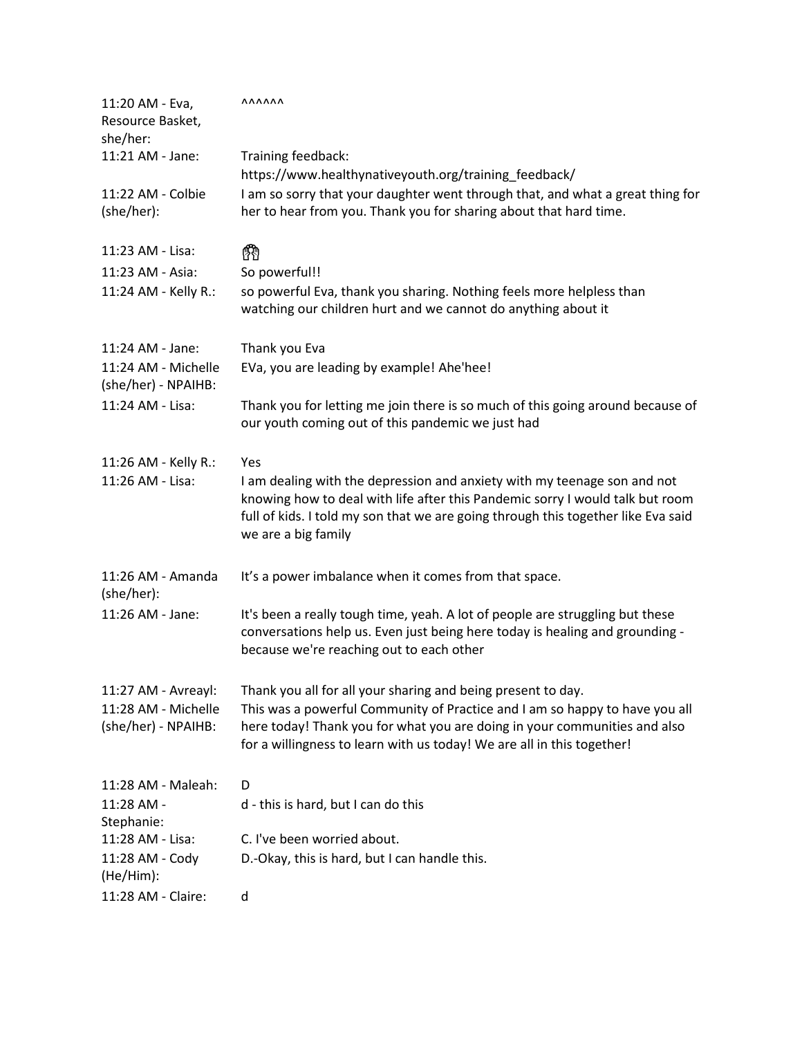| | |
|---|---|
| 11:20 AM - Eva, Resource Basket, she/her: | ^^^^^^ |
| 11:21 AM - Jane: | Training feedback: https://www.healthynativeyouth.org/training_feedback/ |
| 11:22 AM - Colbie (she/her): | I am so sorry that your daughter went through that, and what a great thing for her to hear from you. Thank you for sharing about that hard time. |
| 11:23 AM - Lisa: | 🤲 |
| 11:23 AM - Asia: | So powerful!! |
| 11:24 AM - Kelly R.: | so powerful Eva, thank you sharing. Nothing feels more helpless than watching our children hurt and we cannot do anything about it |
| 11:24 AM - Jane: | Thank you Eva |
| 11:24 AM - Michelle (she/her) - NPAIHB: | EVa, you are leading by example! Ahe'hee! |
| 11:24 AM - Lisa: | Thank you for letting me join there is so much of this going around because of our youth coming out of this pandemic we just had |
| 11:26 AM - Kelly R.: | Yes |
| 11:26 AM - Lisa: | I am dealing with the depression and anxiety with my teenage son and not knowing how to deal with life after this Pandemic sorry I would talk but room full of kids. I told my son that we are going through this together like Eva said we are a big family |
| 11:26 AM - Amanda (she/her): | It's a power imbalance when it comes from that space. |
| 11:26 AM - Jane: | It's been a really tough time, yeah. A lot of people are struggling but these conversations help us. Even just being here today is healing and grounding - because we're reaching out to each other |
| 11:27 AM - Avreayl: | Thank you all for all your sharing and being present to day. |
| 11:28 AM - Michelle (she/her) - NPAIHB: | This was a powerful Community of Practice and I am so happy to have you all here today! Thank you for what you are doing in your communities and also for a willingness to learn with us today! We are all in this together! |
| 11:28 AM - Maleah: | D |
| 11:28 AM - Stephanie: | d - this is hard, but I can do this |
| 11:28 AM - Lisa: | C. I've been worried about. |
| 11:28 AM - Cody (He/Him): | D.-Okay, this is hard, but I can handle this. |
| 11:28 AM - Claire: | d |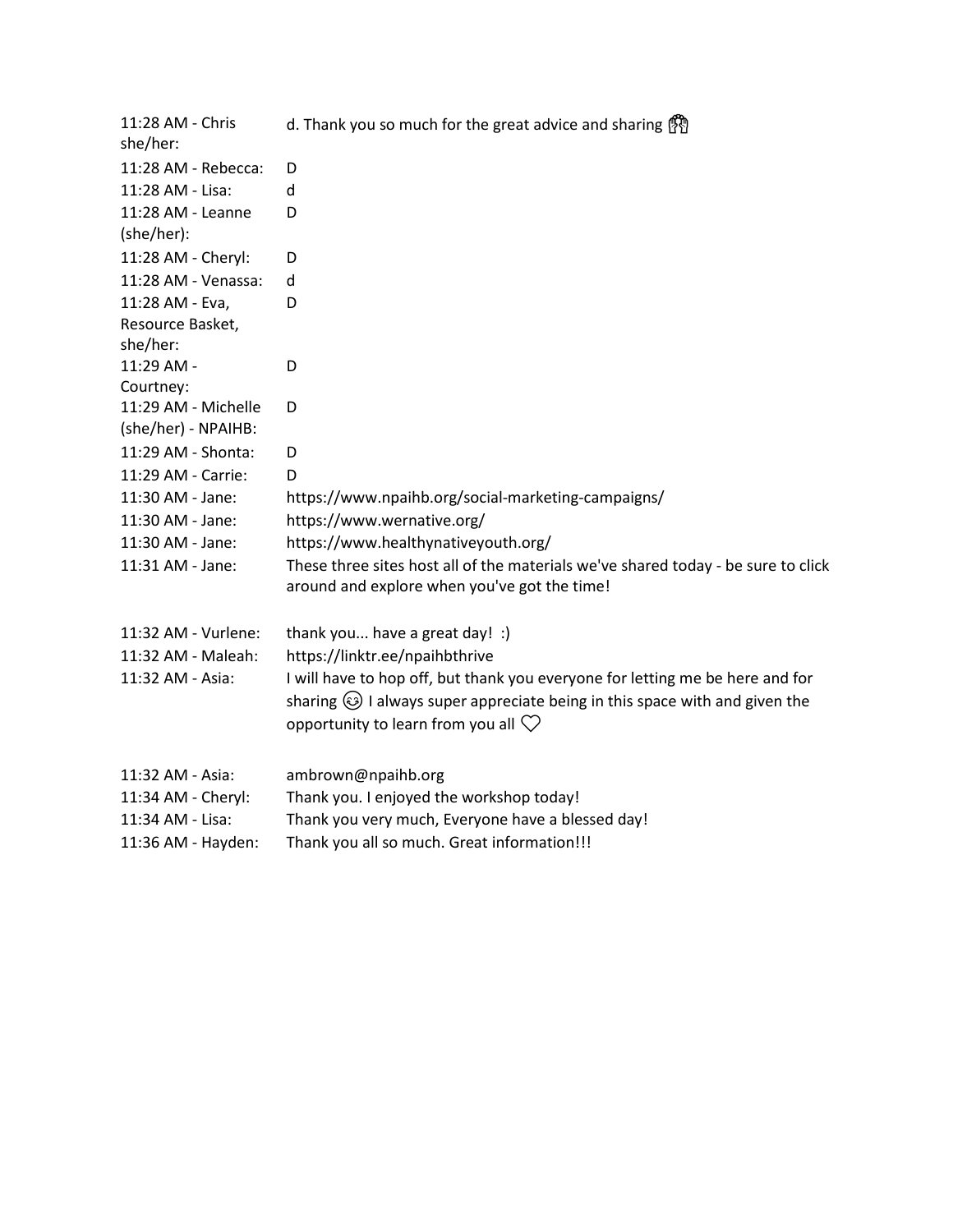| | |
|---|---|
| 11:28 AM - Chris she/her: | d. Thank you so much for the great advice and sharing 🙌 |
| 11:28 AM - Rebecca: | D |
| 11:28 AM - Lisa: | d |
| 11:28 AM - Leanne (she/her): | D |
| 11:28 AM - Cheryl: | D |
| 11:28 AM - Venassa: | d |
| 11:28 AM - Eva, Resource Basket, she/her: | D |
| 11:29 AM - Courtney: | D |
| 11:29 AM - Michelle (she/her) - NPAIHB: | D |
| 11:29 AM - Shonta: | D |
| 11:29 AM - Carrie: | D |
| 11:30 AM - Jane: | https://www.npaihb.org/social-marketing-campaigns/ |
| 11:30 AM - Jane: | https://www.wernative.org/ |
| 11:30 AM - Jane: | https://www.healthynativeyouth.org/ |
| 11:31 AM - Jane: | These three sites host all of the materials we've shared today - be sure to click around and explore when you've got the time! |
| 11:32 AM - Vurlene: | thank you... have a great day! :) |
| 11:32 AM - Maleah: | https://linktr.ee/npaihbthrive |
| 11:32 AM - Asia: | I will have to hop off, but thank you everyone for letting me be here and for sharing 😊 I always super appreciate being in this space with and given the opportunity to learn from you all ♡ |
| 11:32 AM - Asia: | ambrown@npaihb.org |
| 11:34 AM - Cheryl: | Thank you. I enjoyed the workshop today! |
| 11:34 AM - Lisa: | Thank you very much, Everyone have a blessed day! |
| 11:36 AM - Hayden: | Thank you all so much. Great information!!! |